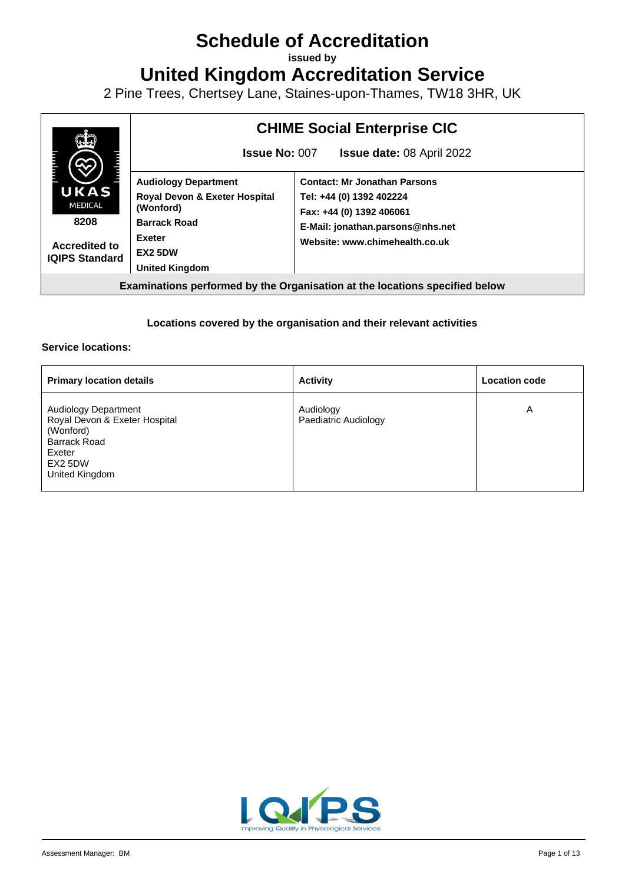# Schedule of Accreditation

**issued by**

# United Kingdom Accreditation Service

2 Pine Trees, Chertsey Lane, Staines-upon-Thames, TW18 3HR, UK

| UKAS MEDICAL 8208 Accredited to IQIPS Standard | **CHIME Social Enterprise CIC** | |
|---|---|---|
| | **Issue No:** 007 **Issue date:** 08 April 2022 | |
| | **Audiology Department**<br>**Royal Devon & Exeter Hospital (Wonford)**<br>**Barrack Road**<br>**Exeter**<br>**EX2 5DW**<br>**United Kingdom** | **Contact: Mr Jonathan Parsons**<br>**Tel: +44 (0) 1392 402224**<br>**Fax: +44 (0) 1392 406061**<br>**E-Mail: jonathan.parsons@nhs.net**<br>**Website: www.chimehealth.co.uk** |
| **Examinations performed by the Organisation at the locations specified below** | | |

**Locations covered by the organisation and their relevant activities**

**Service locations:**

| Primary location details | Activity | Location code |
|---|---|---|
| Audiology Department<br>Royal Devon & Exeter Hospital (Wonford)<br>Barrack Road<br>Exeter<br>EX2 5DW<br>United Kingdom | Audiology<br>Paediatric Audiology | A |

Assessment Manager: BM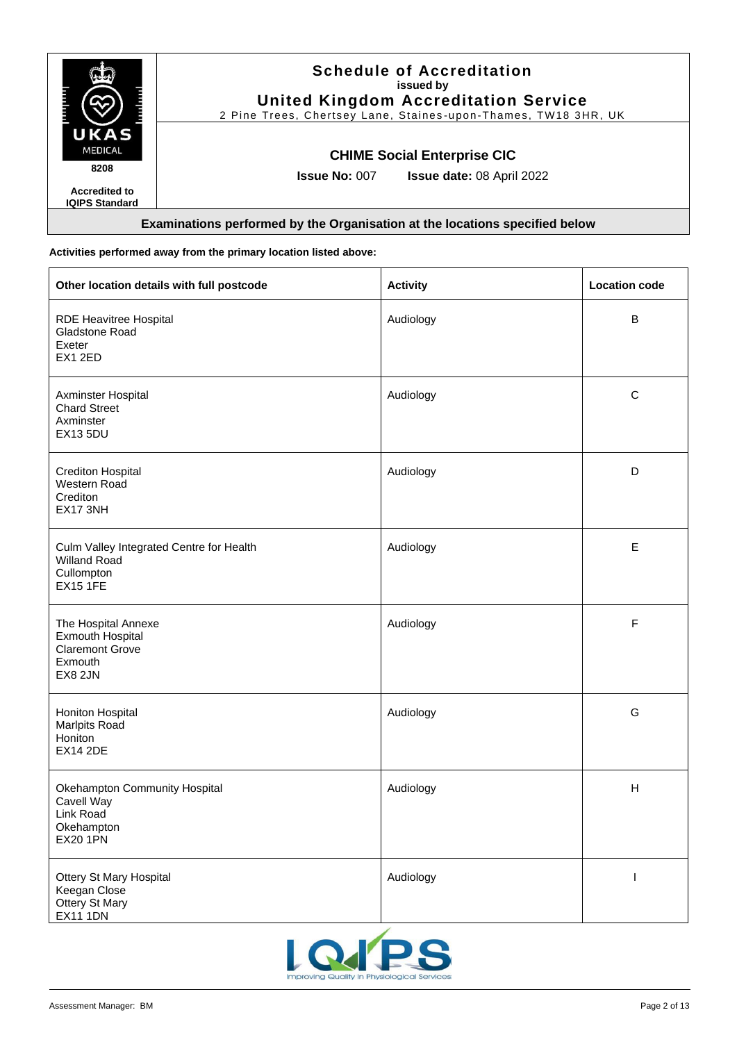**Schedule of Accreditation**
**issued by**
**United Kingdom Accreditation Service**
2 Pine Trees, Chertsey Lane, Staines-upon-Thames, TW18 3HR, UK

8208

**Accredited to IQIPS Standard**

## CHIME Social Enterprise CIC

**Issue No:** 007 **Issue date:** 08 April 2022

**Examinations performed by the Organisation at the locations specified below**

**Activities performed away from the primary location listed above:**

| Other location details with full postcode | Activity | Location code |
|---|---|---|
| RDE Heavitree Hospital<br>Gladstone Road<br>Exeter<br>EX1 2ED | Audiology | B |
| Axminster Hospital<br>Chard Street<br>Axminster<br>EX13 5DU | Audiology | C |
| Crediton Hospital<br>Western Road<br>Crediton<br>EX17 3NH | Audiology | D |
| Culm Valley Integrated Centre for Health<br>Willand Road<br>Cullompton<br>EX15 1FE | Audiology | E |
| The Hospital Annexe<br>Exmouth Hospital<br>Claremont Grove<br>Exmouth<br>EX8 2JN | Audiology | F |
| Honiton Hospital<br>Marlpits Road<br>Honiton<br>EX14 2DE | Audiology | G |
| Okehampton Community Hospital<br>Cavell Way<br>Link Road<br>Okehampton<br>EX20 1PN | Audiology | H |
| Ottery St Mary Hospital<br>Keegan Close<br>Ottery St Mary<br>EX11 1DN | Audiology | I |

Assessment Manager: BM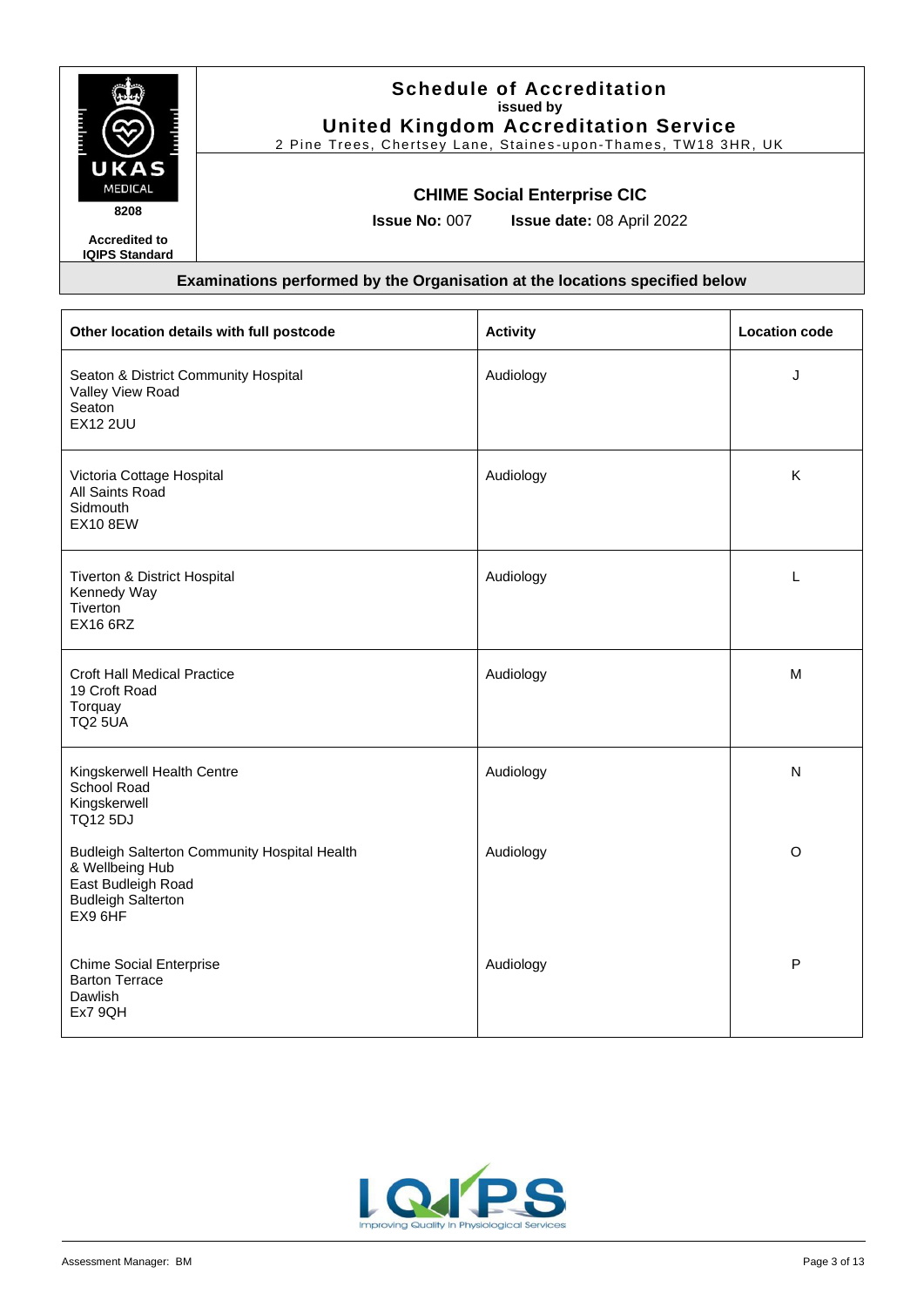# Schedule of Accreditation

issued by

**United Kingdom Accreditation Service**

2 Pine Trees, Chertsey Lane, Staines-upon-Thames, TW18 3HR, UK

8208

**Accredited to IQIPS Standard**

## CHIME Social Enterprise CIC

**Issue No:** 007 **Issue date:** 08 April 2022

**Examinations performed by the Organisation at the locations specified below**

| Other location details with full postcode | Activity | Location code |
|---|---|---|
| Seaton & District Community Hospital<br>Valley View Road<br>Seaton<br>EX12 2UU | Audiology | J |
| Victoria Cottage Hospital<br>All Saints Road<br>Sidmouth<br>EX10 8EW | Audiology | K |
| Tiverton & District Hospital<br>Kennedy Way<br>Tiverton<br>EX16 6RZ | Audiology | L |
| Croft Hall Medical Practice<br>19 Croft Road<br>Torquay<br>TQ2 5UA | Audiology | M |
| Kingskerwell Health Centre<br>School Road<br>Kingskerwell<br>TQ12 5DJ | Audiology | N |
| Budleigh Salterton Community Hospital Health & Wellbeing Hub<br>East Budleigh Road<br>Budleigh Salterton<br>EX9 6HF | Audiology | O |
| Chime Social Enterprise<br>Barton Terrace<br>Dawlish<br>Ex7 9QH | Audiology | P |

Assessment Manager: BM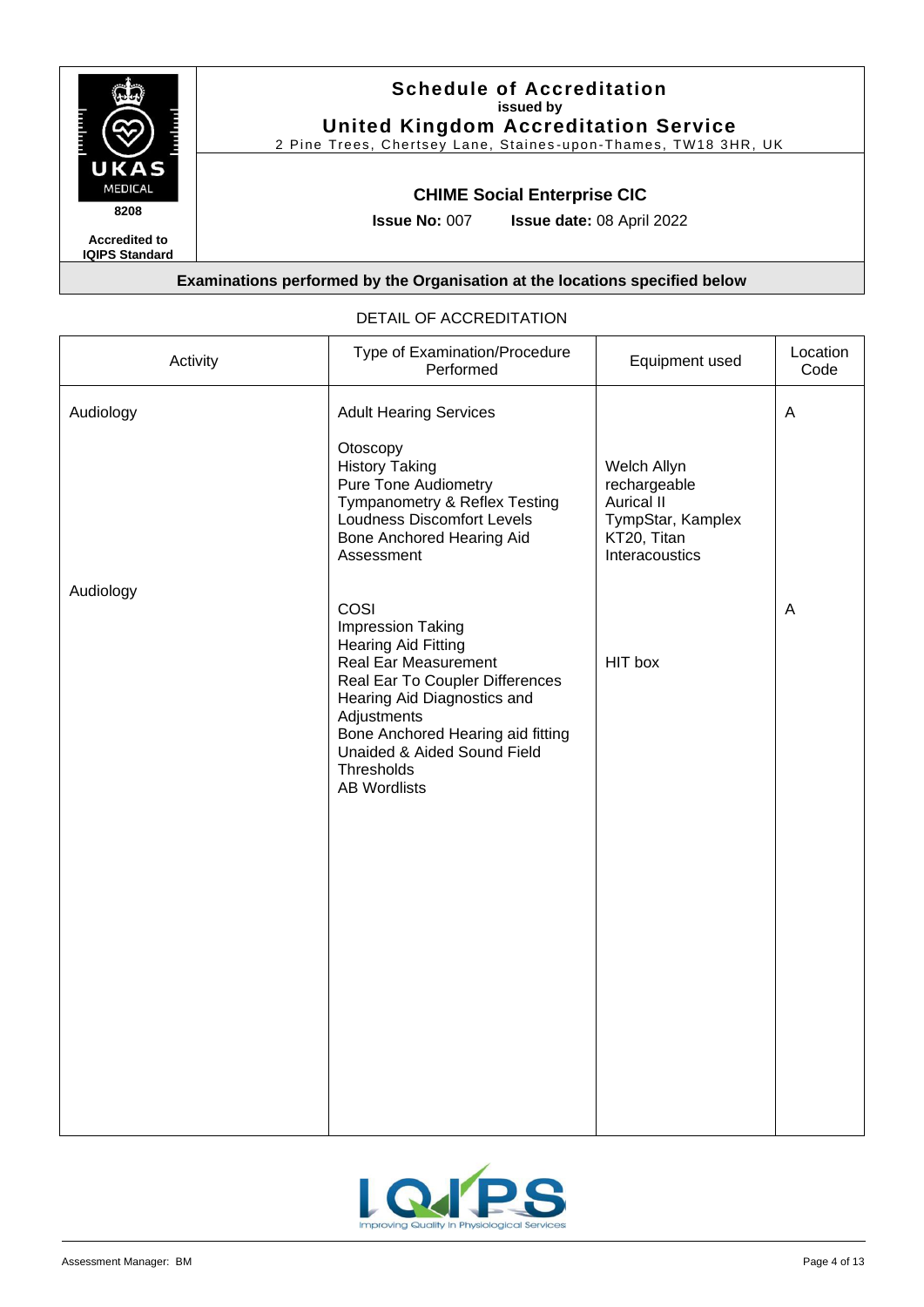# Schedule of Accreditation
issued by
## United Kingdom Accreditation Service
2 Pine Trees, Chertsey Lane, Staines-upon-Thames, TW18 3HR, UK

UKAS MEDICAL 8208

Accredited to IQIPS Standard

### CHIME Social Enterprise CIC

**Issue No:** 007 **Issue date:** 08 April 2022

**Examinations performed by the Organisation at the locations specified below**

DETAIL OF ACCREDITATION

| Activity | Type of Examination/Procedure Performed | Equipment used | Location Code |
|---|---|---|---|
| Audiology | Adult Hearing Services<br><br>Otoscopy<br>History Taking<br>Pure Tone Audiometry<br>Tympanometry & Reflex Testing<br>Loudness Discomfort Levels<br>Bone Anchored Hearing Aid Assessment | Welch Allyn rechargeable Aurical II TympStar, Kamplex KT20, Titan Interacoustics | A |
| Audiology | COSI<br>Impression Taking<br>Hearing Aid Fitting<br>Real Ear Measurement<br>Real Ear To Coupler Differences<br>Hearing Aid Diagnostics and Adjustments<br>Bone Anchored Hearing aid fitting<br>Unaided & Aided Sound Field Thresholds<br>AB Wordlists | HIT box | A |

Assessment Manager: BM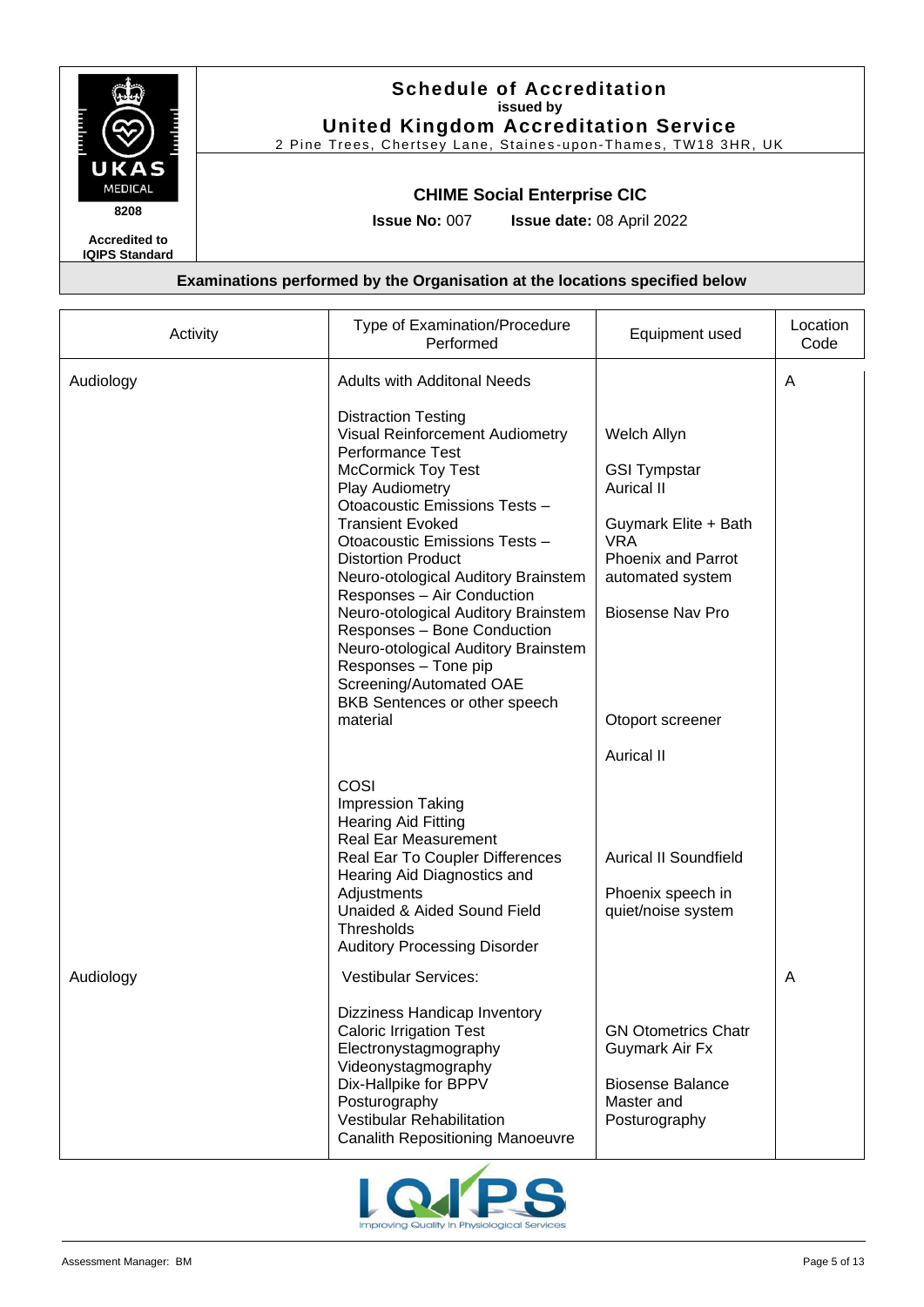**Schedule of Accreditation**
issued by
**United Kingdom Accreditation Service**
2 Pine Trees, Chertsey Lane, Staines-upon-Thames, TW18 3HR, UK

8208

Accredited to IQIPS Standard

**CHIME Social Enterprise CIC**

**Issue No:** 007 **Issue date:** 08 April 2022

**Examinations performed by the Organisation at the locations specified below**

| Activity | Type of Examination/Procedure Performed | Equipment used | Location Code |
|---|---|---|---|
| Audiology | Adults with Additonal Needs<br><br>Distraction Testing<br>Visual Reinforcement Audiometry<br>Performance Test<br>McCormick Toy Test<br>Play Audiometry<br>Otoacoustic Emissions Tests – Transient Evoked<br>Otoacoustic Emissions Tests – Distortion Product<br>Neuro-otological Auditory Brainstem Responses – Air Conduction<br>Neuro-otological Auditory Brainstem Responses – Bone Conduction<br>Neuro-otological Auditory Brainstem Responses – Tone pip<br>Screening/Automated OAE<br>BKB Sentences or other speech material<br><br>COSI<br>Impression Taking<br>Hearing Aid Fitting<br>Real Ear Measurement<br>Real Ear To Coupler Differences<br>Hearing Aid Diagnostics and Adjustments<br>Unaided & Aided Sound Field Thresholds<br>Auditory Processing Disorder | Welch Allyn<br><br>GSI Tympstar<br>Aurical II<br><br>Guymark Elite + Bath VRA<br>Phoenix and Parrot automated system<br><br>Biosense Nav Pro<br><br>Otoport screener<br><br>Aurical II<br><br>Aurical II Soundfield<br><br>Phoenix speech in quiet/noise system | A |
| Audiology | Vestibular Services:<br><br>Dizziness Handicap Inventory<br>Caloric Irrigation Test<br>Electronystagmography<br>Videonystagmography<br>Dix-Hallpike for BPPV<br>Posturography<br>Vestibular Rehabilitation<br>Canalith Repositioning Manoeuvre | GN Otometrics Chatr<br>Guymark Air Fx<br><br>Biosense Balance Master and Posturography | A |

Assessment Manager: BM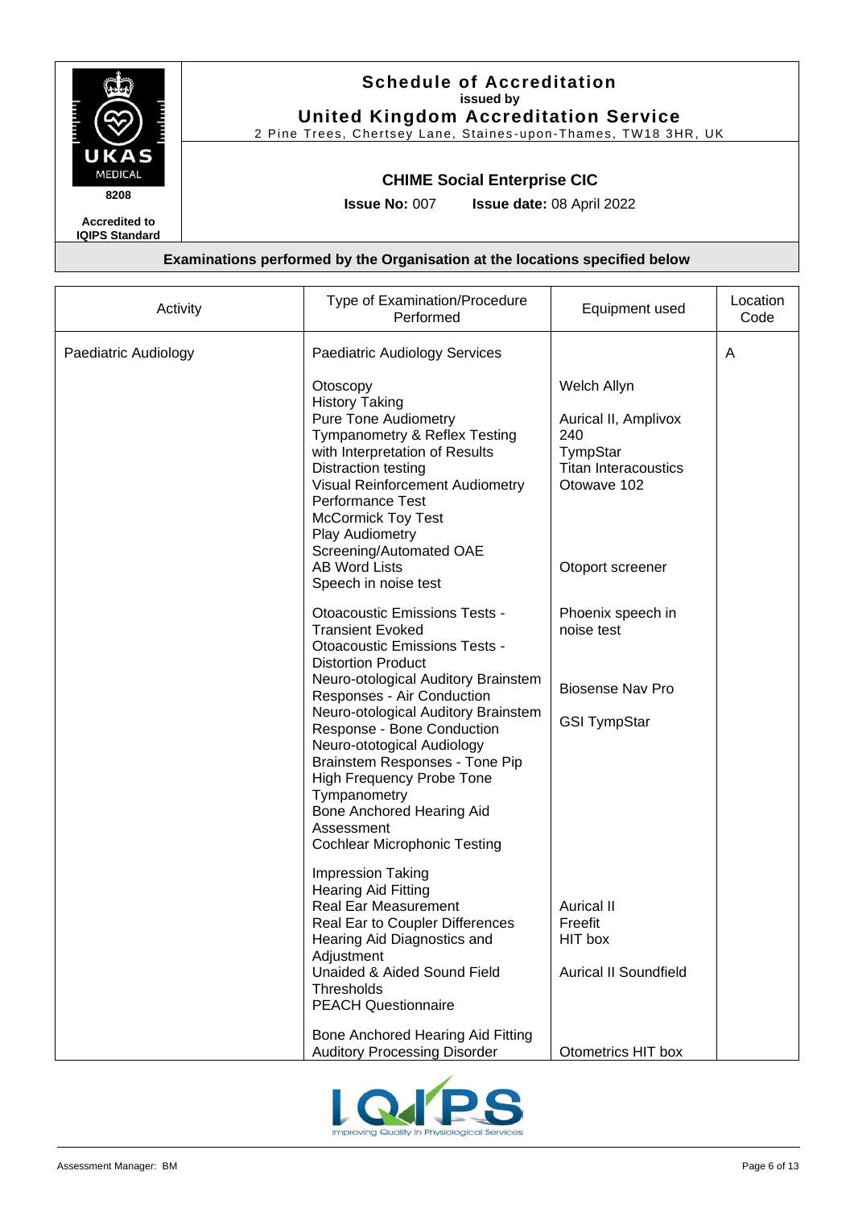# Schedule of Accreditation

issued by

**United Kingdom Accreditation Service**

2 Pine Trees, Chertsey Lane, Staines-upon-Thames, TW18 3HR, UK

UKAS MEDICAL 8208

Accredited to IQIPS Standard

## CHIME Social Enterprise CIC

**Issue No:** 007 **Issue date:** 08 April 2022

**Examinations performed by the Organisation at the locations specified below**

| Activity | Type of Examination/Procedure Performed | Equipment used | Location Code |
|---|---|---|---|
| Paediatric Audiology | Paediatric Audiology Services | | A |
| | Otoscopy<br>History Taking<br>Pure Tone Audiometry<br>Tympanometry & Reflex Testing with Interpretation of Results<br>Distraction testing<br>Visual Reinforcement Audiometry<br>Performance Test<br>McCormick Toy Test<br>Play Audiometry<br>Screening/Automated OAE<br>AB Word Lists<br>Speech in noise test | Welch Allyn<br><br>Aurical II, Amplivox 240<br>TympStar<br>Titan Interacoustics<br>Otowave 102<br><br><br><br><br>Otoport screener | |
| | Otoacoustic Emissions Tests - Transient Evoked<br>Otoacoustic Emissions Tests - Distortion Product<br>Neuro-otological Auditory Brainstem Responses - Air Conduction<br>Neuro-otological Auditory Brainstem Response - Bone Conduction<br>Neuro-ototogical Audiology Brainstem Responses - Tone Pip<br>High Frequency Probe Tone Tympanometry<br>Bone Anchored Hearing Aid Assessment<br>Cochlear Microphonic Testing | Phoenix speech in noise test<br><br>Biosense Nav Pro<br><br>GSI TympStar | |
| | Impression Taking<br>Hearing Aid Fitting<br>Real Ear Measurement<br>Real Ear to Coupler Differences<br>Hearing Aid Diagnostics and Adjustment<br>Unaided & Aided Sound Field Thresholds<br>PEACH Questionnaire | Aurical II<br>Freefit<br>HIT box<br><br>Aurical II Soundfield | |
| | Bone Anchored Hearing Aid Fitting<br>Auditory Processing Disorder | Otometrics HIT box | |

Assessment Manager: BM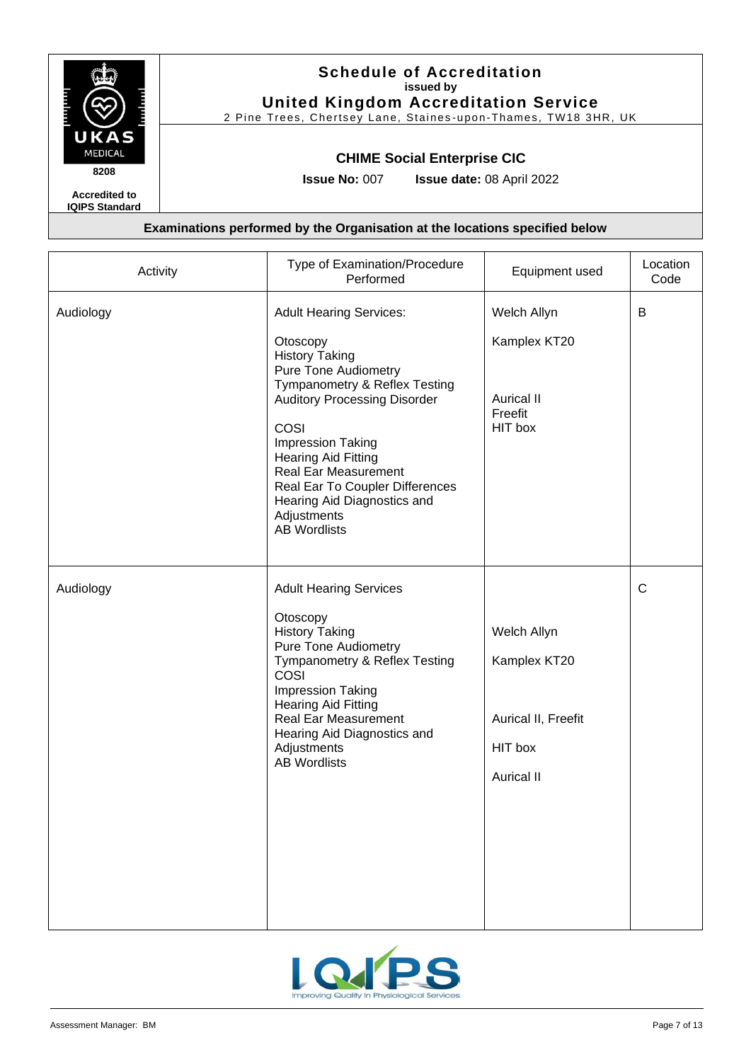# Schedule of Accreditation

issued by

**United Kingdom Accreditation Service**

2 Pine Trees, Chertsey Lane, Staines-upon-Thames, TW18 3HR, UK

8208

Accredited to IQIPS Standard

## CHIME Social Enterprise CIC

**Issue No:** 007 **Issue date:** 08 April 2022

### Examinations performed by the Organisation at the locations specified below

| Activity | Type of Examination/Procedure Performed | Equipment used | Location Code |
|---|---|---|---|
| Audiology | Adult Hearing Services:<br><br>Otoscopy<br>History Taking<br>Pure Tone Audiometry<br>Tympanometry & Reflex Testing<br>Auditory Processing Disorder<br><br>COSI<br>Impression Taking<br>Hearing Aid Fitting<br>Real Ear Measurement<br>Real Ear To Coupler Differences<br>Hearing Aid Diagnostics and Adjustments<br>AB Wordlists | Welch Allyn<br><br>Kamplex KT20<br><br>Aurical II<br>Freefit<br>HIT box | B |
| Audiology | Adult Hearing Services<br><br>Otoscopy<br>History Taking<br>Pure Tone Audiometry<br>Tympanometry & Reflex Testing<br>COSI<br>Impression Taking<br>Hearing Aid Fitting<br>Real Ear Measurement<br>Hearing Aid Diagnostics and Adjustments<br>AB Wordlists | Welch Allyn<br><br>Kamplex KT20<br><br>Aurical II, Freefit<br><br>HIT box<br><br>Aurical II | C |

Assessment Manager: BM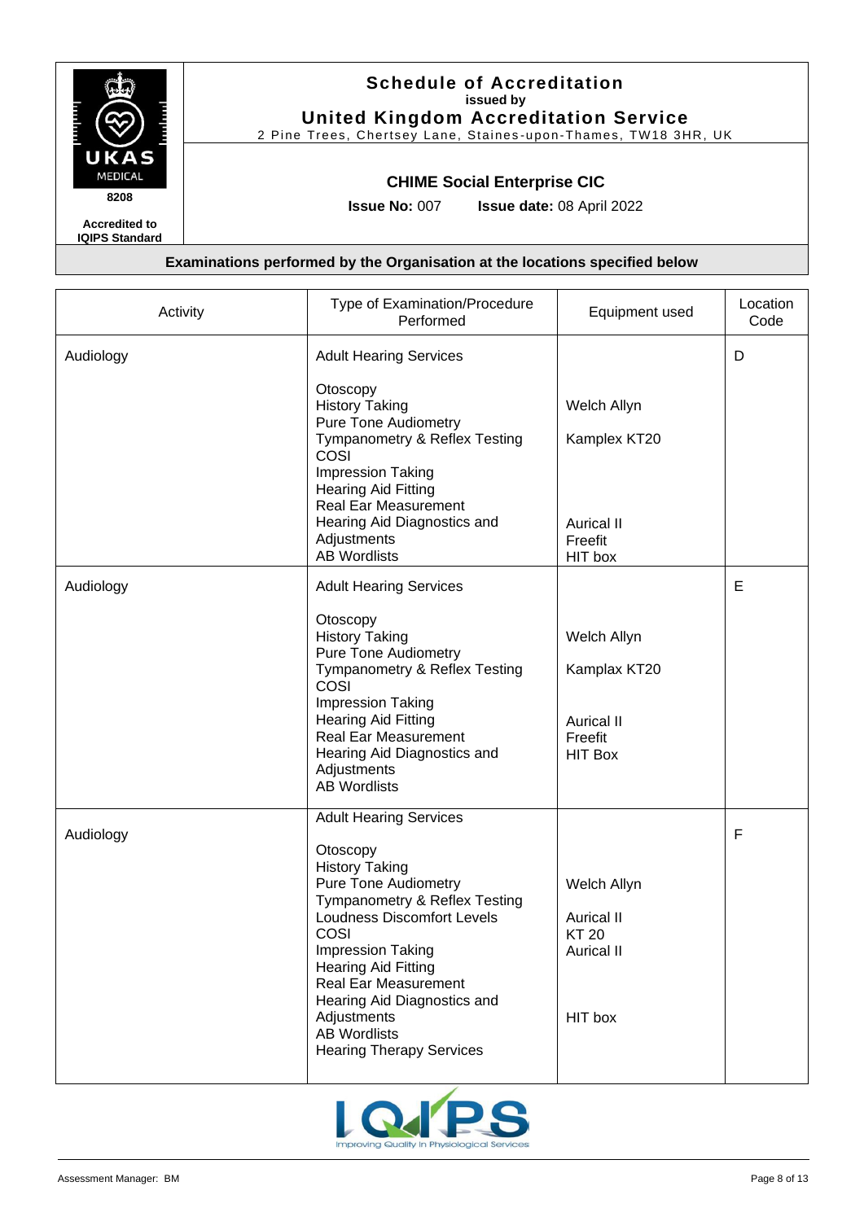# Schedule of Accreditation

issued by

**United Kingdom Accreditation Service**

2 Pine Trees, Chertsey Lane, Staines-upon-Thames, TW18 3HR, UK

UKAS MEDICAL 8208

Accredited to IQIPS Standard

## CHIME Social Enterprise CIC

**Issue No:** 007 **Issue date:** 08 April 2022

**Examinations performed by the Organisation at the locations specified below**

| Activity | Type of Examination/Procedure Performed | Equipment used | Location Code |
|---|---|---|---|
| Audiology | Adult Hearing Services<br><br>Otoscopy<br>History Taking<br>Pure Tone Audiometry<br>Tympanometry & Reflex Testing<br>COSI<br>Impression Taking<br>Hearing Aid Fitting<br>Real Ear Measurement<br>Hearing Aid Diagnostics and Adjustments<br>AB Wordlists | Welch Allyn<br><br>Kamplex KT20<br><br>Aurical II<br>Freefit<br>HIT box | D |
| Audiology | Adult Hearing Services<br><br>Otoscopy<br>History Taking<br>Pure Tone Audiometry<br>Tympanometry & Reflex Testing<br>COSI<br>Impression Taking<br>Hearing Aid Fitting<br>Real Ear Measurement<br>Hearing Aid Diagnostics and Adjustments<br>AB Wordlists | Welch Allyn<br><br>Kamplax KT20<br><br>Aurical II<br>Freefit<br>HIT Box | E |
| Audiology | Adult Hearing Services<br><br>Otoscopy<br>History Taking<br>Pure Tone Audiometry<br>Tympanometry & Reflex Testing<br>Loudness Discomfort Levels<br>COSI<br>Impression Taking<br>Hearing Aid Fitting<br>Real Ear Measurement<br>Hearing Aid Diagnostics and Adjustments<br>AB Wordlists<br>Hearing Therapy Services | Welch Allyn<br><br>Aurical II<br>KT 20<br>Aurical II<br><br>HIT box | F |

Assessment Manager: BM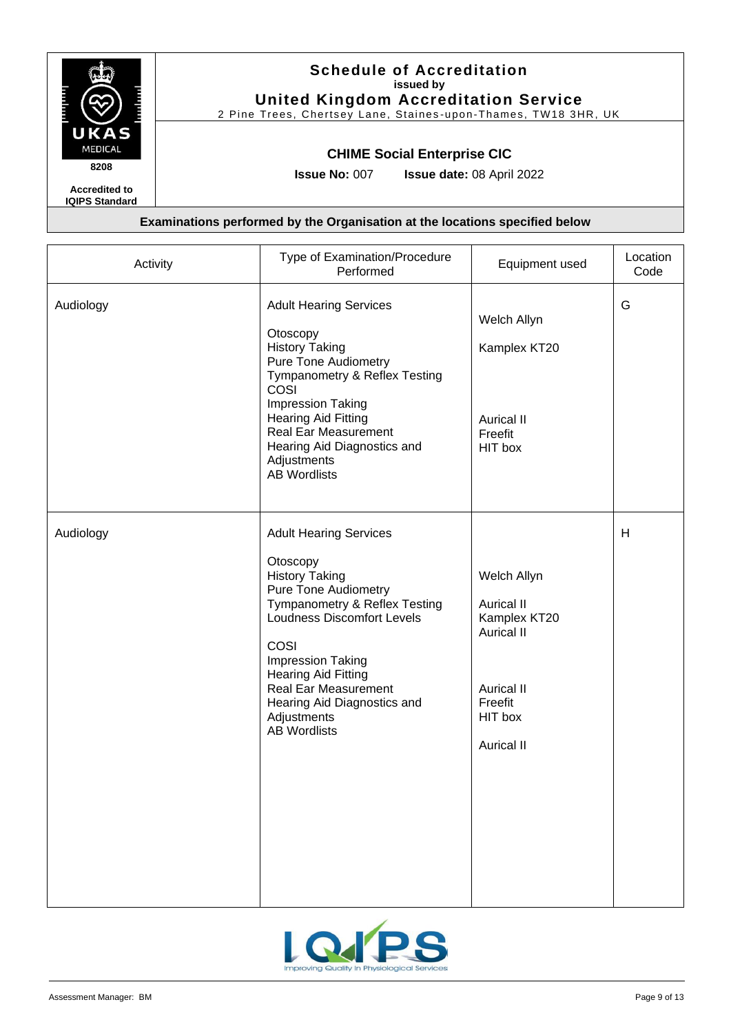# Schedule of Accreditation

issued by

**United Kingdom Accreditation Service**

2 Pine Trees, Chertsey Lane, Staines-upon-Thames, TW18 3HR, UK

8208

Accredited to IQIPS Standard

## CHIME Social Enterprise CIC

**Issue No:** 007 **Issue date:** 08 April 2022

### Examinations performed by the Organisation at the locations specified below

| Activity | Type of Examination/Procedure Performed | Equipment used | Location Code |
|---|---|---|---|
| Audiology | Adult Hearing Services<br><br>Otoscopy<br>History Taking<br>Pure Tone Audiometry<br>Tympanometry & Reflex Testing<br>COSI<br>Impression Taking<br>Hearing Aid Fitting<br>Real Ear Measurement<br>Hearing Aid Diagnostics and Adjustments<br>AB Wordlists | Welch Allyn<br><br>Kamplex KT20<br><br>Aurical II<br>Freefit<br>HIT box | G |
| Audiology | Adult Hearing Services<br><br>Otoscopy<br>History Taking<br>Pure Tone Audiometry<br>Tympanometry & Reflex Testing<br>Loudness Discomfort Levels<br><br>COSI<br>Impression Taking<br>Hearing Aid Fitting<br>Real Ear Measurement<br>Hearing Aid Diagnostics and Adjustments<br>AB Wordlists | Welch Allyn<br><br>Aurical II<br>Kamplex KT20<br>Aurical II<br><br>Aurical II<br>Freefit<br>HIT box<br><br>Aurical II | H |

Assessment Manager: BM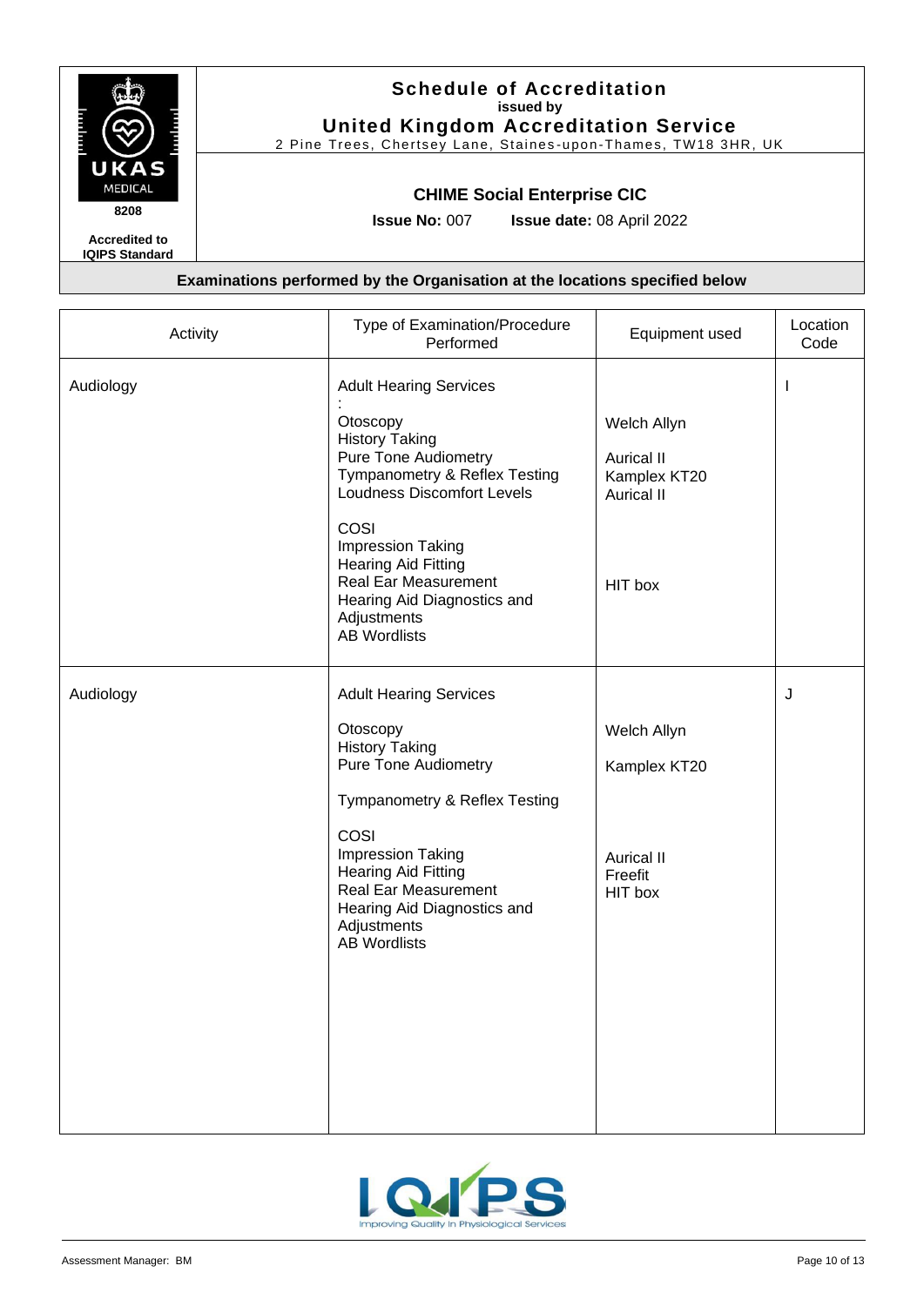**Schedule of Accreditation**
issued by
**United Kingdom Accreditation Service**
2 Pine Trees, Chertsey Lane, Staines-upon-Thames, TW18 3HR, UK

UKAS MEDICAL 8208

Accredited to IQIPS Standard

**CHIME Social Enterprise CIC**

**Issue No:** 007 **Issue date:** 08 April 2022

**Examinations performed by the Organisation at the locations specified below**

| Activity | Type of Examination/Procedure Performed | Equipment used | Location Code |
|---|---|---|---|
| Audiology | Adult Hearing Services<br>:<br>Otoscopy<br>History Taking<br>Pure Tone Audiometry<br>Tympanometry & Reflex Testing<br>Loudness Discomfort Levels<br><br>COSI<br>Impression Taking<br>Hearing Aid Fitting<br>Real Ear Measurement<br>Hearing Aid Diagnostics and Adjustments<br>AB Wordlists | Welch Allyn<br><br>Aurical II<br>Kamplex KT20<br>Aurical II<br><br>HIT box | I |
| Audiology | Adult Hearing Services<br><br>Otoscopy<br>History Taking<br>Pure Tone Audiometry<br><br>Tympanometry & Reflex Testing<br><br>COSI<br>Impression Taking<br>Hearing Aid Fitting<br>Real Ear Measurement<br>Hearing Aid Diagnostics and Adjustments<br>AB Wordlists | Welch Allyn<br><br>Kamplex KT20<br><br>Aurical II<br>Freefit<br>HIT box | J |

Assessment Manager: BM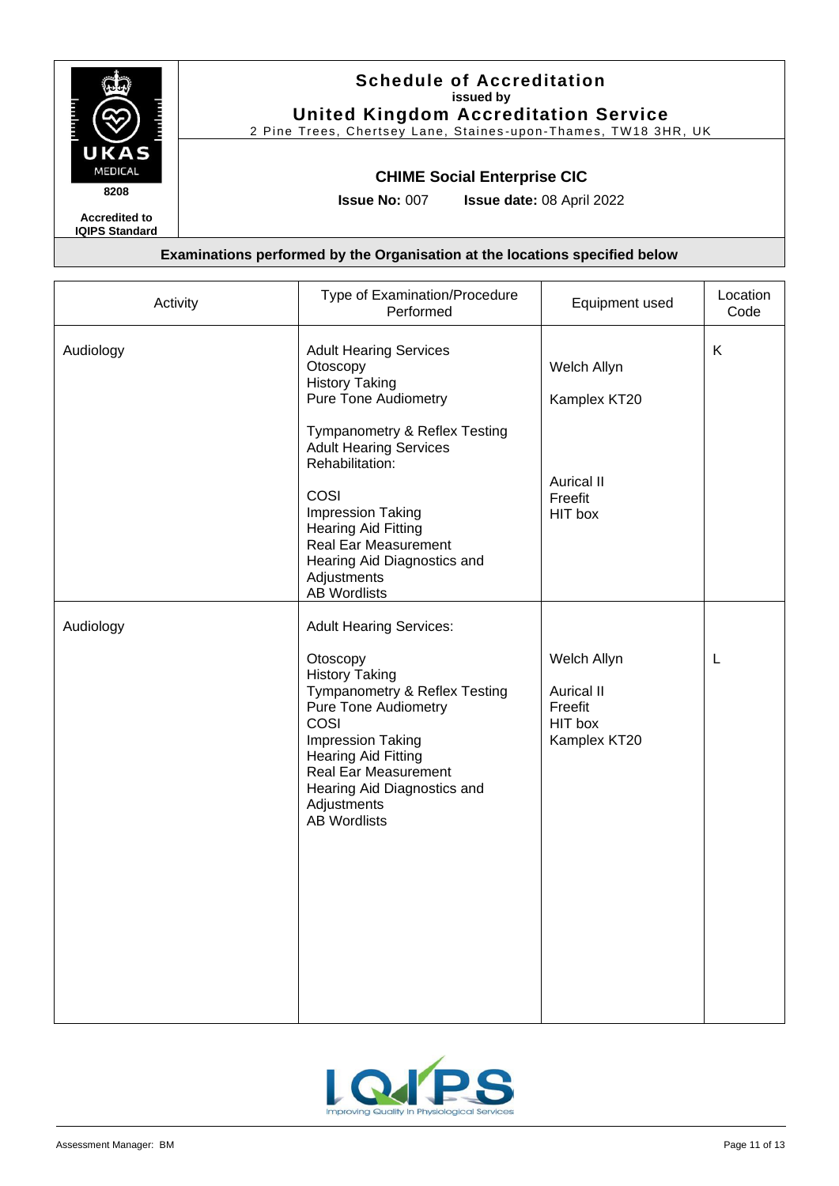## Schedule of Accreditation
**issued by**
## United Kingdom Accreditation Service
2 Pine Trees, Chertsey Lane, Staines-upon-Thames, TW18 3HR, UK

UKAS MEDICAL 8208

**Accredited to IQIPS Standard**

### CHIME Social Enterprise CIC

**Issue No:** 007 **Issue date:** 08 April 2022

**Examinations performed by the Organisation at the locations specified below**

| Activity | Type of Examination/Procedure Performed | Equipment used | Location Code |
|---|---|---|---|
| Audiology | Adult Hearing Services<br>Otoscopy<br>History Taking<br>Pure Tone Audiometry<br><br>Tympanometry & Reflex Testing<br>Adult Hearing Services Rehabilitation:<br><br>COSI<br>Impression Taking<br>Hearing Aid Fitting<br>Real Ear Measurement<br>Hearing Aid Diagnostics and Adjustments<br>AB Wordlists | Welch Allyn<br><br>Kamplex KT20<br><br>Aurical II<br>Freefit<br>HIT box | K |
| Audiology | Adult Hearing Services:<br><br>Otoscopy<br>History Taking<br>Tympanometry & Reflex Testing<br>Pure Tone Audiometry<br>COSI<br>Impression Taking<br>Hearing Aid Fitting<br>Real Ear Measurement<br>Hearing Aid Diagnostics and Adjustments<br>AB Wordlists | Welch Allyn<br><br>Aurical II<br>Freefit<br>HIT box<br>Kamplex KT20 | L |

IQIPS Improving Quality in Physiological Services

Assessment Manager: BM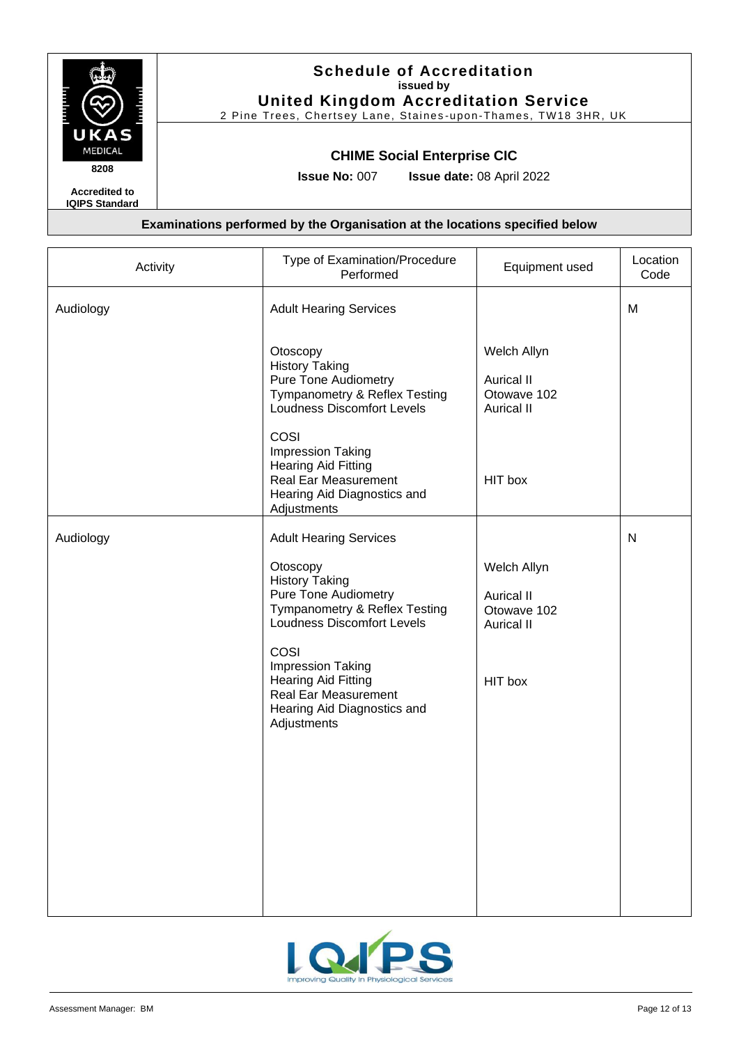# Schedule of Accreditation

issued by

**United Kingdom Accreditation Service**

2 Pine Trees, Chertsey Lane, Staines-upon-Thames, TW18 3HR, UK

8208

Accredited to IQIPS Standard

## CHIME Social Enterprise CIC

**Issue No:** 007 **Issue date:** 08 April 2022

### Examinations performed by the Organisation at the locations specified below

| Activity | Type of Examination/Procedure Performed | Equipment used | Location Code |
|---|---|---|---|
| Audiology | Adult Hearing Services | | M |
| | Otoscopy<br>History Taking<br>Pure Tone Audiometry<br>Tympanometry & Reflex Testing<br>Loudness Discomfort Levels | Welch Allyn<br><br>Aurical II<br>Otowave 102<br>Aurical II | |
| | COSI<br>Impression Taking<br>Hearing Aid Fitting<br>Real Ear Measurement<br>Hearing Aid Diagnostics and Adjustments | <br><br><br>HIT box | |
| Audiology | Adult Hearing Services | | N |
| | Otoscopy<br>History Taking<br>Pure Tone Audiometry<br>Tympanometry & Reflex Testing<br>Loudness Discomfort Levels | Welch Allyn<br><br>Aurical II<br>Otowave 102<br>Aurical II | |
| | COSI<br>Impression Taking<br>Hearing Aid Fitting<br>Real Ear Measurement<br>Hearing Aid Diagnostics and Adjustments | <br><br>HIT box | |

Assessment Manager: BM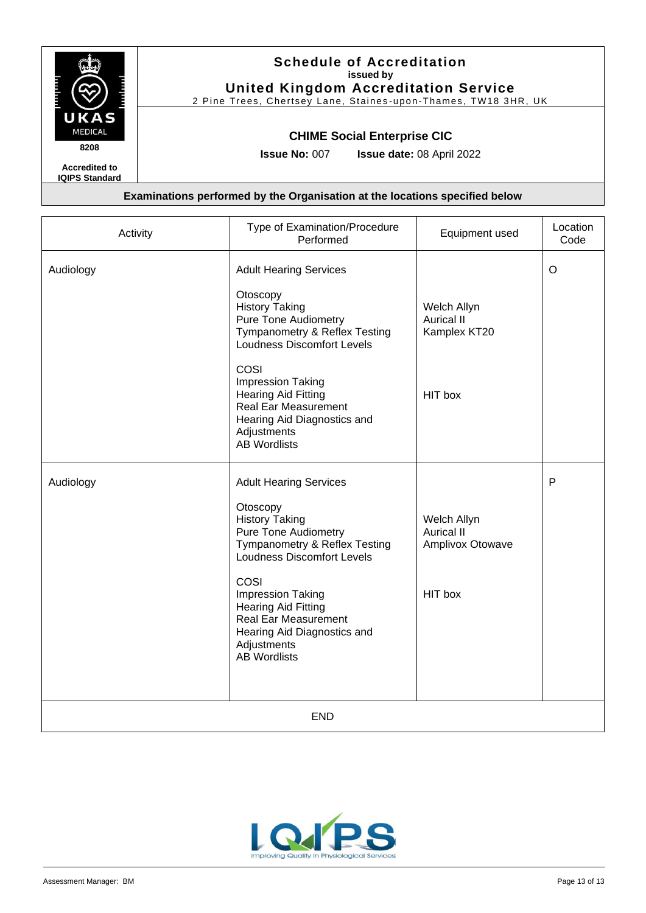# Schedule of Accreditation
issued by
**United Kingdom Accreditation Service**
2 Pine Trees, Chertsey Lane, Staines-upon-Thames, TW18 3HR, UK

8208

Accredited to IQIPS Standard

## CHIME Social Enterprise CIC

**Issue No:** 007 **Issue date:** 08 April 2022

**Examinations performed by the Organisation at the locations specified below**

| Activity | Type of Examination/Procedure Performed | Equipment used | Location Code |
|---|---|---|---|
| Audiology | Adult Hearing Services<br><br>Otoscopy<br>History Taking<br>Pure Tone Audiometry<br>Tympanometry & Reflex Testing<br>Loudness Discomfort Levels<br><br>COSI<br>Impression Taking<br>Hearing Aid Fitting<br>Real Ear Measurement<br>Hearing Aid Diagnostics and Adjustments<br>AB Wordlists | Welch Allyn<br>Aurical II<br>Kamplex KT20<br><br>HIT box | O |
| Audiology | Adult Hearing Services<br><br>Otoscopy<br>History Taking<br>Pure Tone Audiometry<br>Tympanometry & Reflex Testing<br>Loudness Discomfort Levels<br><br>COSI<br>Impression Taking<br>Hearing Aid Fitting<br>Real Ear Measurement<br>Hearing Aid Diagnostics and Adjustments<br>AB Wordlists | Welch Allyn<br>Aurical II<br>Amplivox Otowave<br><br>HIT box | P |
| END | | | |

Assessment Manager: BM